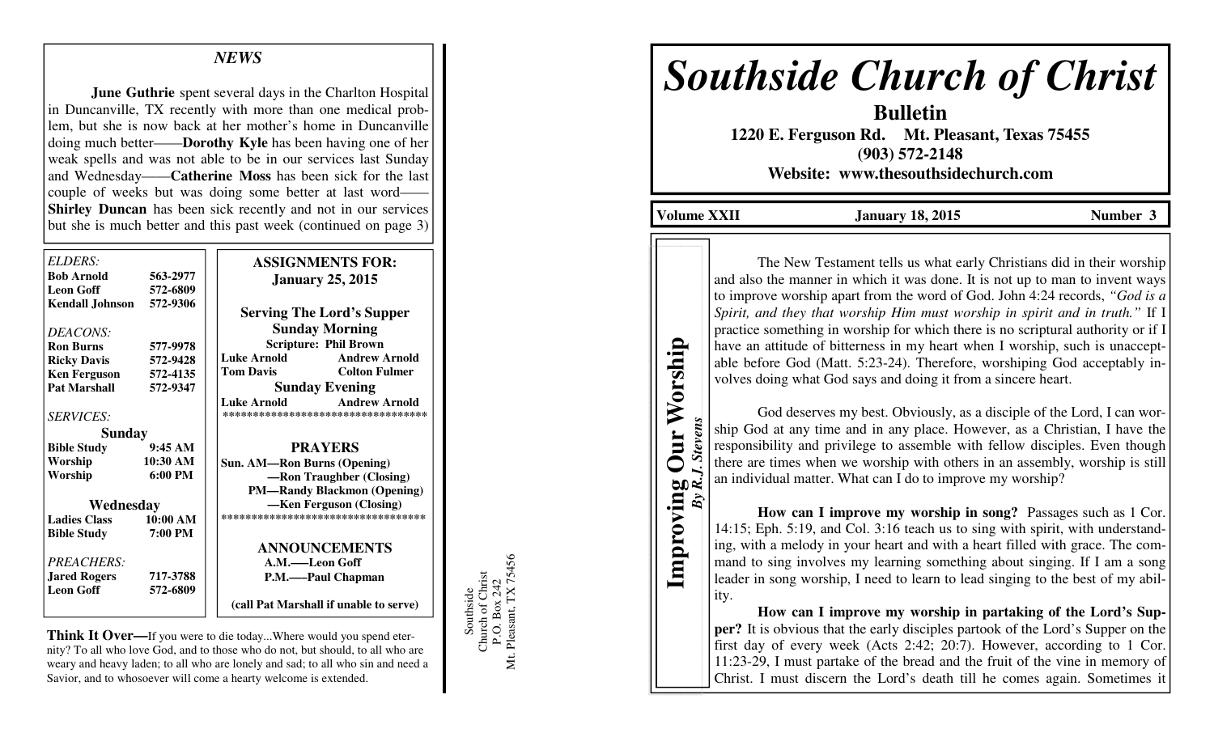## *NEWS*

**June Guthrie** spent several days in the Charlton Hospital in Duncanville, TX recently with more than one medical problem, but she is now back at her mother's home in Duncanville doing much better——**Dorothy Kyle** has been having one of her weak spells and was not able to be in our services last Sunday and Wednesday——**Catherine Moss** has been sick for the last couple of weeks but was doing some better at last word——**Shirley Duncan** has been sick recently and not in our services but she is much better and this past week (continued on page 3)

*ELDERS:*

| | |
|---|---|
| **Bob Arnold** | **563-2977** |
| **Leon Goff** | **572-6809** |
| **Kendall Johnson** | **572-9306** |

*DEACONS:*

| | |
|---|---|
| **Ron Burns** | **577-9978** |
| **Ricky Davis** | **572-9428** |
| **Ken Ferguson** | **572-4135** |
| **Pat Marshall** | **572-9347** |

*SERVICES:*

**Sunday**

| | |
|---|---|
| **Bible Study** | **9:45 AM** |
| **Worship** | **10:30 AM** |
| **Worship** | **6:00 PM** |

**Wednesday**

| | |
|---|---|
| **Ladies Class** | **10:00 AM** |
| **Bible Study** | **7:00 PM** |

*PREACHERS:*

| | |
|---|---|
| **Jared Rogers** | **717-3788** |
| **Leon Goff** | **572-6809** |

**ASSIGNMENTS FOR: January 25, 2015**

**Serving The Lord's Supper**

**Sunday Morning**

**Scripture: Phil Brown**

| | |
|---|---|
| **Luke Arnold** | **Andrew Arnold** |
| **Tom Davis** | **Colton Fulmer** |

**Sunday Evening**

| | |
|---|---|
| **Luke Arnold** | **Andrew Arnold** |

**PRAYERS**

**Sun. AM—Ron Burns (Opening)**
**—Ron Traughber (Closing)**
**PM—Randy Blackmon (Opening)**
**—Ken Ferguson (Closing)**

**ANNOUNCEMENTS**

**A.M.——Leon Goff**
**P.M.——Paul Chapman**

**(call Pat Marshall if unable to serve)**

**Think It Over—**If you were to die today...Where would you spend eternity? To all who love God, and to those who do not, but should, to all who are weary and heavy laden; to all who are lonely and sad; to all who sin and need a Savior, and to whosoever will come a hearty welcome is extended.

Southside
Church of Christ
P.O. Box 242
Mt. Pleasant, TX 75456

# *Southside Church of Christ*

**Bulletin**

**1220 E. Ferguson Rd. Mt. Pleasant, Texas 75455**
**(903) 572-2148**
**Website: www.thesouthsidechurch.com**

**Volume XXII** | **January 18, 2015** | **Number 3**

## Improving Our Worship

***By R.J. Stevens***

The New Testament tells us what early Christians did in their worship and also the manner in which it was done. It is not up to man to invent ways to improve worship apart from the word of God. John 4:24 records, *"God is a Spirit, and they that worship Him must worship in spirit and in truth."* If I practice something in worship for which there is no scriptural authority or if I have an attitude of bitterness in my heart when I worship, such is unacceptable before God (Matt. 5:23-24). Therefore, worshiping God acceptably involves doing what God says and doing it from a sincere heart.

God deserves my best. Obviously, as a disciple of the Lord, I can worship God at any time and in any place. However, as a Christian, I have the responsibility and privilege to assemble with fellow disciples. Even though there are times when we worship with others in an assembly, worship is still an individual matter. What can I do to improve my worship?

**How can I improve my worship in song?** Passages such as 1 Cor. 14:15; Eph. 5:19, and Col. 3:16 teach us to sing with spirit, with understanding, with a melody in your heart and with a heart filled with grace. The command to sing involves my learning something about singing. If I am a song leader in song worship, I need to learn to lead singing to the best of my ability.

**How can I improve my worship in partaking of the Lord's Supper?** It is obvious that the early disciples partook of the Lord's Supper on the first day of every week (Acts 2:42; 20:7). However, according to 1 Cor. 11:23-29, I must partake of the bread and the fruit of the vine in memory of Christ. I must discern the Lord's death till he comes again. Sometimes it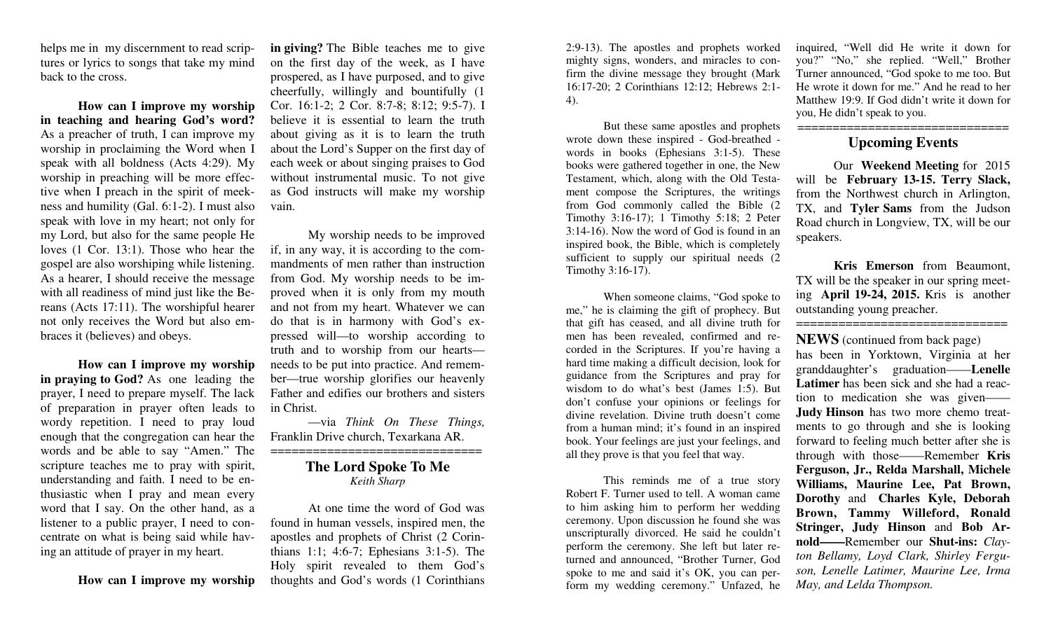helps me in my discernment to read scriptures or lyrics to songs that take my mind back to the cross.

**How can I improve my worship in teaching and hearing God's word?** As a preacher of truth, I can improve my worship in proclaiming the Word when I speak with all boldness (Acts 4:29). My worship in preaching will be more effective when I preach in the spirit of meekness and humility (Gal. 6:1-2). I must also speak with love in my heart; not only for my Lord, but also for the same people He loves (1 Cor. 13:1). Those who hear the gospel are also worshiping while listening. As a hearer, I should receive the message with all readiness of mind just like the Bereans (Acts 17:11). The worshipful hearer not only receives the Word but also embraces it (believes) and obeys.

**How can I improve my worship in praying to God?** As one leading the prayer, I need to prepare myself. The lack of preparation in prayer often leads to wordy repetition. I need to pray loud enough that the congregation can hear the words and be able to say "Amen." The scripture teaches me to pray with spirit, understanding and faith. I need to be enthusiastic when I pray and mean every word that I say. On the other hand, as a listener to a public prayer, I need to concentrate on what is being said while having an attitude of prayer in my heart.

**How can I improve my worship in giving?** The Bible teaches me to give on the first day of the week, as I have prospered, as I have purposed, and to give cheerfully, willingly and bountifully (1 Cor. 16:1-2; 2 Cor. 8:7-8; 8:12; 9:5-7). I believe it is essential to learn the truth about giving as it is to learn the truth about the Lord's Supper on the first day of each week or about singing praises to God without instrumental music. To not give as God instructs will make my worship vain.

My worship needs to be improved if, in any way, it is according to the commandments of men rather than instruction from God. My worship needs to be improved when it is only from my mouth and not from my heart. Whatever we can do that is in harmony with God's expressed will—to worship according to truth and to worship from our hearts—needs to be put into practice. And remember—true worship glorifies our heavenly Father and edifies our brothers and sisters in Christ.

—via *Think On These Things,* Franklin Drive church, Texarkana AR.

==============================

## The Lord Spoke To Me

*Keith Sharp*

At one time the word of God was found in human vessels, inspired men, the apostles and prophets of Christ (2 Corinthians 1:1; 4:6-7; Ephesians 3:1-5). The Holy spirit revealed to them God's thoughts and God's words (1 Corinthians 2:9-13). The apostles and prophets worked mighty signs, wonders, and miracles to confirm the divine message they brought (Mark 16:17-20; 2 Corinthians 12:12; Hebrews 2:1-4).

But these same apostles and prophets wrote down these inspired - God-breathed - words in books (Ephesians 3:1-5). These books were gathered together in one, the New Testament, which, along with the Old Testament compose the Scriptures, the writings from God commonly called the Bible (2 Timothy 3:16-17); 1 Timothy 5:18; 2 Peter 3:14-16). Now the word of God is found in an inspired book, the Bible, which is completely sufficient to supply our spiritual needs (2 Timothy 3:16-17).

When someone claims, "God spoke to me," he is claiming the gift of prophecy. But that gift has ceased, and all divine truth for men has been revealed, confirmed and recorded in the Scriptures. If you're having a hard time making a difficult decision, look for guidance from the Scriptures and pray for wisdom to do what's best (James 1:5). But don't confuse your opinions or feelings for divine revelation. Divine truth doesn't come from a human mind; it's found in an inspired book. Your feelings are just your feelings, and all they prove is that you feel that way.

This reminds me of a true story Robert F. Turner used to tell. A woman came to him asking him to perform her wedding ceremony. Upon discussion he found she was unscripturally divorced. He said he couldn't perform the ceremony. She left but later returned and announced, "Brother Turner, God spoke to me and said it's OK, you can perform my wedding ceremony." Unfazed, he inquired, "Well did He write it down for you?" "No," she replied. "Well," Brother Turner announced, "God spoke to me too. But He wrote it down for me." And he read to her Matthew 19:9. If God didn't write it down for you, He didn't speak to you.

==============================

## Upcoming Events

Our **Weekend Meeting** for 2015 will be **February 13-15. Terry Slack,** from the Northwest church in Arlington, TX, and **Tyler Sams** from the Judson Road church in Longview, TX, will be our speakers.

**Kris Emerson** from Beaumont, TX will be the speaker in our spring meeting **April 19-24, 2015.** Kris is another outstanding young preacher.

==============================

**NEWS** (continued from back page) has been in Yorktown, Virginia at her granddaughter's graduation——**Lenelle Latimer** has been sick and she had a reaction to medication she was given——**Judy Hinson** has two more chemo treatments to go through and she is looking forward to feeling much better after she is through with those——Remember **Kris Ferguson, Jr., Relda Marshall, Michele Williams, Maurine Lee, Pat Brown, Dorothy** and **Charles Kyle, Deborah Brown, Tammy Willeford, Ronald Stringer, Judy Hinson** and **Bob Arnold——**Remember our **Shut-ins:** *Clayton Bellamy, Loyd Clark, Shirley Ferguson, Lenelle Latimer, Maurine Lee, Irma May, and Lelda Thompson.*